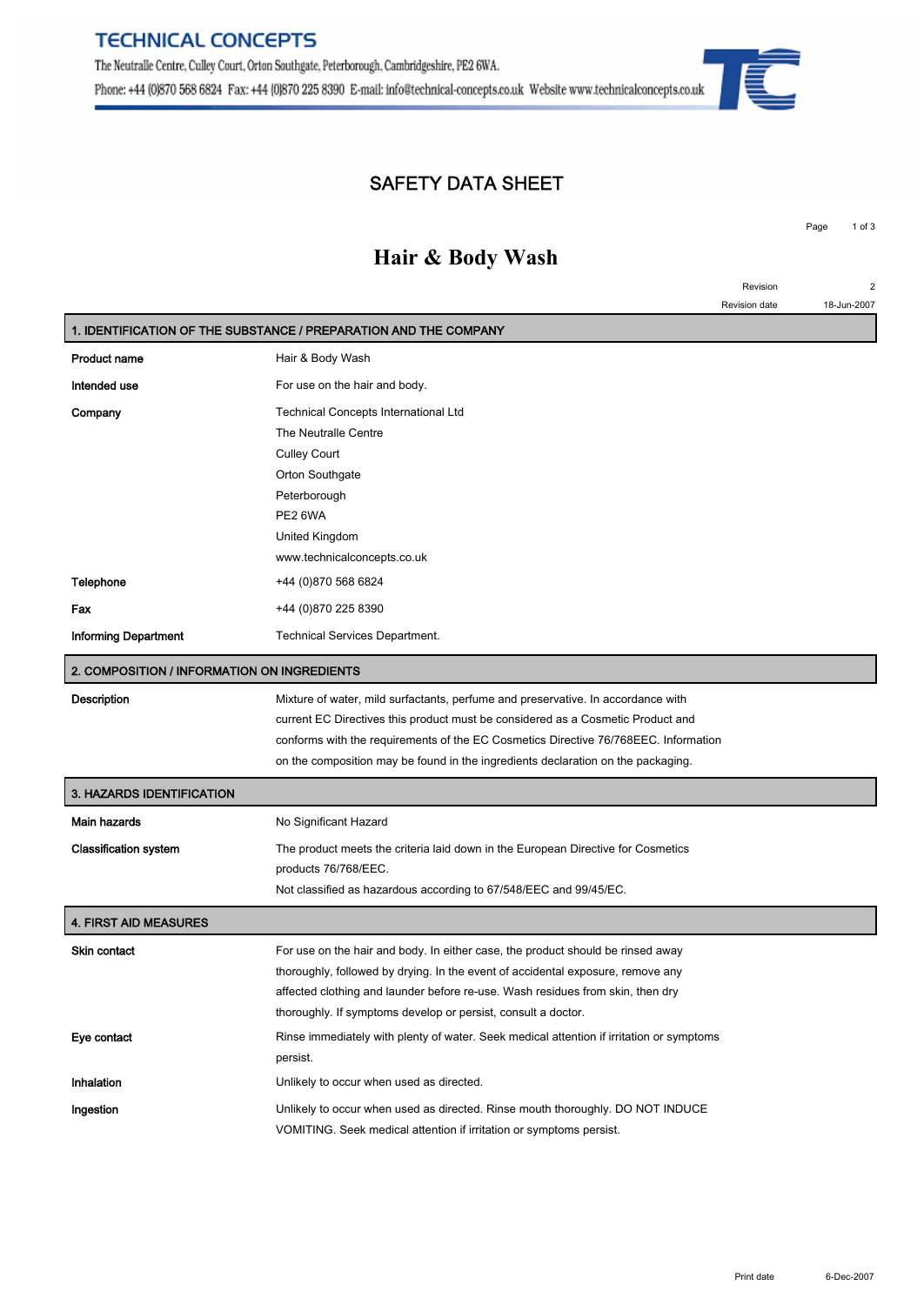# TECHNICAL CONCEPTS

The Neutralle Centre, Culley Court, Orton Southgate, Peterborough, Cambridgeshire, PE2 6WA.
Phone: +44 (0)870 568 6824 Fax: +44 (0)870 225 8390 E-mail: info@technical-concepts.co.uk Website www.technicalconcepts.co.uk

## SAFETY DATA SHEET

# Hair & Body Wash

Revision 2
Revision date 18-Jun-2007

## 1. IDENTIFICATION OF THE SUBSTANCE / PREPARATION AND THE COMPANY

| | |
|---|---|
| **Product name** | Hair & Body Wash |
| **Intended use** | For use on the hair and body. |
| **Company** | Technical Concepts International Ltd<br>The Neutralle Centre<br>Culley Court<br>Orton Southgate<br>Peterborough<br>PE2 6WA<br>United Kingdom<br>www.technicalconcepts.co.uk |
| **Telephone** | +44 (0)870 568 6824 |
| **Fax** | +44 (0)870 225 8390 |
| **Informing Department** | Technical Services Department. |

## 2. COMPOSITION / INFORMATION ON INGREDIENTS

| | |
|---|---|
| **Description** | Mixture of water, mild surfactants, perfume and preservative. In accordance with current EC Directives this product must be considered as a Cosmetic Product and conforms with the requirements of the EC Cosmetics Directive 76/768EEC. Information on the composition may be found in the ingredients declaration on the packaging. |

## 3. HAZARDS IDENTIFICATION

| | |
|---|---|
| **Main hazards** | No Significant Hazard |
| **Classification system** | The product meets the criteria laid down in the European Directive for Cosmetics products 76/768/EEC.<br>Not classified as hazardous according to 67/548/EEC and 99/45/EC. |

## 4. FIRST AID MEASURES

| | |
|---|---|
| **Skin contact** | For use on the hair and body. In either case, the product should be rinsed away thoroughly, followed by drying. In the event of accidental exposure, remove any affected clothing and launder before re-use. Wash residues from skin, then dry thoroughly. If symptoms develop or persist, consult a doctor. |
| **Eye contact** | Rinse immediately with plenty of water. Seek medical attention if irritation or symptoms persist. |
| **Inhalation** | Unlikely to occur when used as directed. |
| **Ingestion** | Unlikely to occur when used as directed. Rinse mouth thoroughly. DO NOT INDUCE VOMITING. Seek medical attention if irritation or symptoms persist. |

Print date 6-Dec-2007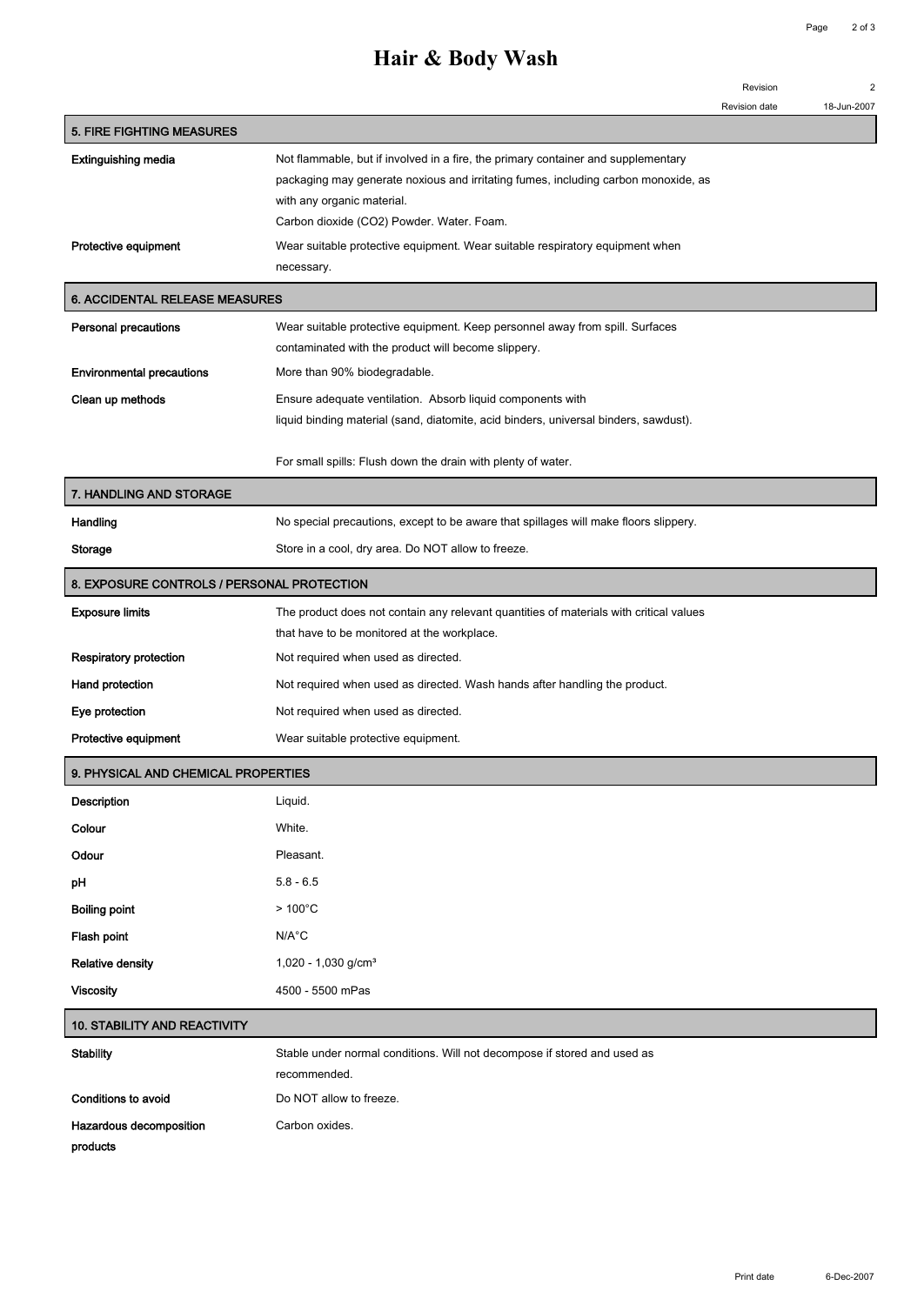# Hair & Body Wash

Revision 2

Revision date 18-Jun-2007

## 5. FIRE FIGHTING MEASURES

| | |
|---|---|
| **Extinguishing media** | Not flammable, but if involved in a fire, the primary container and supplementary packaging may generate noxious and irritating fumes, including carbon monoxide, as with any organic material.<br>Carbon dioxide ($CO_2$) Powder. Water. Foam. |
| **Protective equipment** | Wear suitable protective equipment. Wear suitable respiratory equipment when necessary. |

## 6. ACCIDENTAL RELEASE MEASURES

| | |
|---|---|
| **Personal precautions** | Wear suitable protective equipment. Keep personnel away from spill. Surfaces contaminated with the product will become slippery. |
| **Environmental precautions** | More than 90% biodegradable. |
| **Clean up methods** | Ensure adequate ventilation. Absorb liquid components with liquid binding material (sand, diatomite, acid binders, universal binders, sawdust).<br><br>For small spills: Flush down the drain with plenty of water. |

## 7. HANDLING AND STORAGE

| | |
|---|---|
| **Handling** | No special precautions, except to be aware that spillages will make floors slippery. |
| **Storage** | Store in a cool, dry area. Do NOT allow to freeze. |

## 8. EXPOSURE CONTROLS / PERSONAL PROTECTION

| | |
|---|---|
| **Exposure limits** | The product does not contain any relevant quantities of materials with critical values that have to be monitored at the workplace. |
| **Respiratory protection** | Not required when used as directed. |
| **Hand protection** | Not required when used as directed. Wash hands after handling the product. |
| **Eye protection** | Not required when used as directed. |
| **Protective equipment** | Wear suitable protective equipment. |

## 9. PHYSICAL AND CHEMICAL PROPERTIES

| | |
|---|---|
| **Description** | Liquid. |
| **Colour** | White. |
| **Odour** | Pleasant. |
| **pH** | 5.8 - 6.5 |
| **Boiling point** | > 100°C |
| **Flash point** | N/A°C |
| **Relative density** | 1,020 - 1,030 g/cm³ |
| **Viscosity** | 4500 - 5500 mPas |

## 10. STABILITY AND REACTIVITY

| | |
|---|---|
| **Stability** | Stable under normal conditions. Will not decompose if stored and used as recommended. |
| **Conditions to avoid** | Do NOT allow to freeze. |
| **Hazardous decomposition products** | Carbon oxides. |

Print date 6-Dec-2007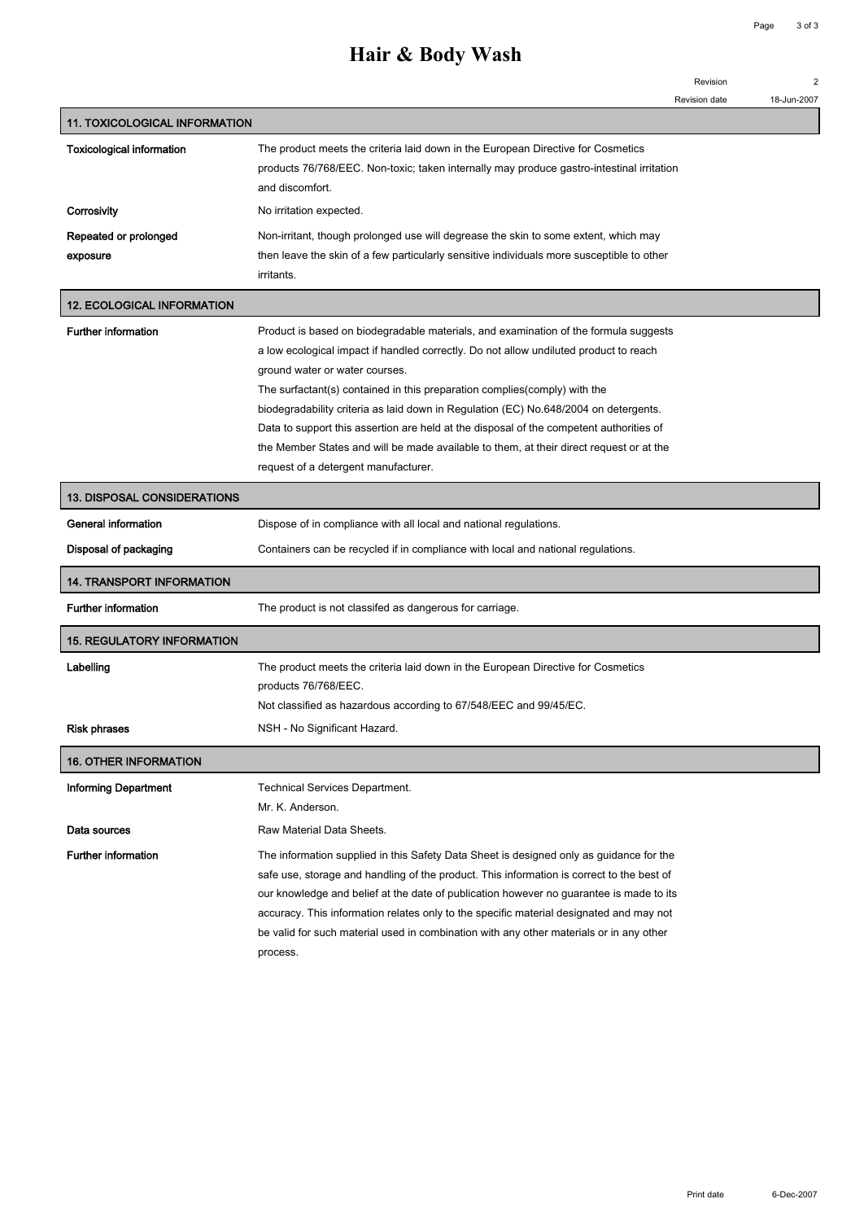# Hair & Body Wash

Revision 2

Revision date 18-Jun-2007

## 11. TOXICOLOGICAL INFORMATION

| | |
|---|---|
| **Toxicological information** | The product meets the criteria laid down in the European Directive for Cosmetics products 76/768/EEC. Non-toxic; taken internally may produce gastro-intestinal irritation and discomfort. |
| **Corrosivity** | No irritation expected. |
| **Repeated or prolonged exposure** | Non-irritant, though prolonged use will degrease the skin to some extent, which may then leave the skin of a few particularly sensitive individuals more susceptible to other irritants. |

## 12. ECOLOGICAL INFORMATION

| | |
|---|---|
| **Further information** | Product is based on biodegradable materials, and examination of the formula suggests a low ecological impact if handled correctly. Do not allow undiluted product to reach ground water or water courses.<br>The surfactant(s) contained in this preparation complies(comply) with the biodegradability criteria as laid down in Regulation (EC) No.648/2004 on detergents. Data to support this assertion are held at the disposal of the competent authorities of the Member States and will be made available to them, at their direct request or at the request of a detergent manufacturer. |

## 13. DISPOSAL CONSIDERATIONS

| | |
|---|---|
| **General information** | Dispose of in compliance with all local and national regulations. |
| **Disposal of packaging** | Containers can be recycled if in compliance with local and national regulations. |

## 14. TRANSPORT INFORMATION

| | |
|---|---|
| **Further information** | The product is not classifed as dangerous for carriage. |

## 15. REGULATORY INFORMATION

| | |
|---|---|
| **Labelling** | The product meets the criteria laid down in the European Directive for Cosmetics products 76/768/EEC.<br>Not classified as hazardous according to 67/548/EEC and 99/45/EC. |
| **Risk phrases** | NSH - No Significant Hazard. |

## 16. OTHER INFORMATION

| | |
|---|---|
| **Informing Department** | Technical Services Department.<br>Mr. K. Anderson. |
| **Data sources** | Raw Material Data Sheets. |
| **Further information** | The information supplied in this Safety Data Sheet is designed only as guidance for the safe use, storage and handling of the product. This information is correct to the best of our knowledge and belief at the date of publication however no guarantee is made to its accuracy. This information relates only to the specific material designated and may not be valid for such material used in combination with any other materials or in any other process. |

Print date 6-Dec-2007